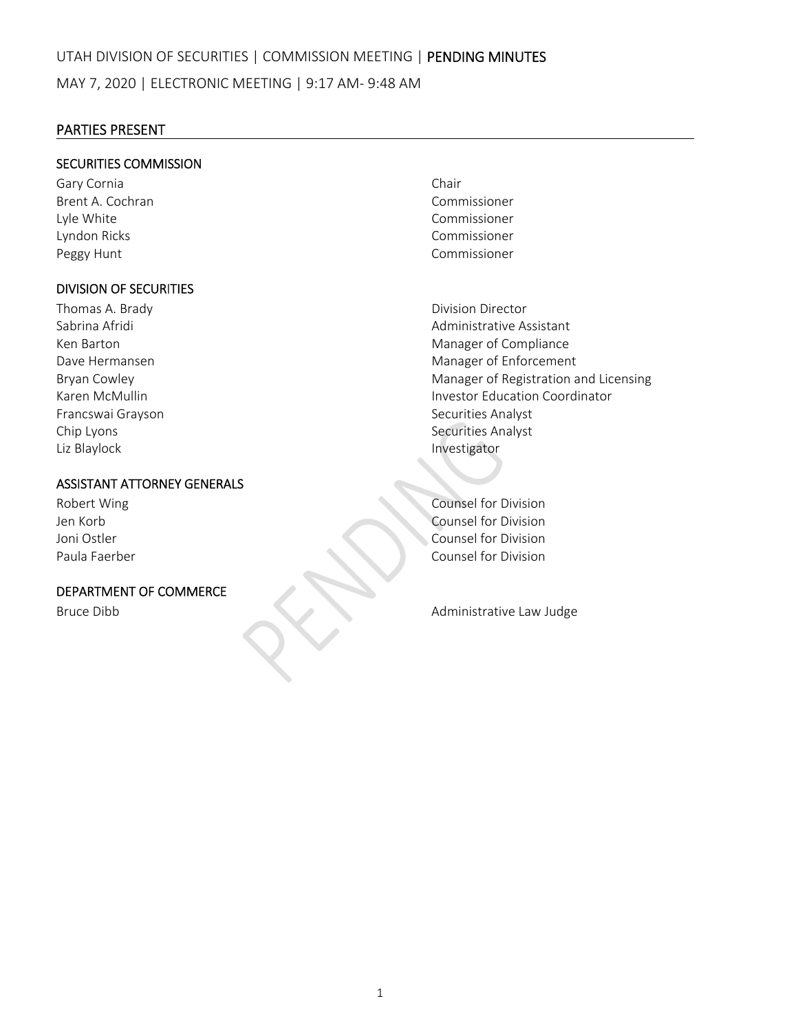UTAH DIVISION OF SECURITIES | COMMISSION MEETING | **PENDING MINUTES**

MAY 7, 2020 | ELECTRONIC MEETING | 9:17 AM- 9:48 AM

## PARTIES PRESENT

### SECURITIES COMMISSION

| | |
|---|---|
| Gary Cornia | Chair |
| Brent A. Cochran | Commissioner |
| Lyle White | Commissioner |
| Lyndon Ricks | Commissioner |
| Peggy Hunt | Commissioner |

### DIVISION OF SECURITIES

| | |
|---|---|
| Thomas A. Brady | Division Director |
| Sabrina Afridi | Administrative Assistant |
| Ken Barton | Manager of Compliance |
| Dave Hermansen | Manager of Enforcement |
| Bryan Cowley | Manager of Registration and Licensing |
| Karen McMullin | Investor Education Coordinator |
| Francswai Grayson | Securities Analyst |
| Chip Lyons | Securities Analyst |
| Liz Blaylock | Investigator |

### ASSISTANT ATTORNEY GENERALS

| | |
|---|---|
| Robert Wing | Counsel for Division |
| Jen Korb | Counsel for Division |
| Joni Ostler | Counsel for Division |
| Paula Faerber | Counsel for Division |

### DEPARTMENT OF COMMERCE

| | |
|---|---|
| Bruce Dibb | Administrative Law Judge |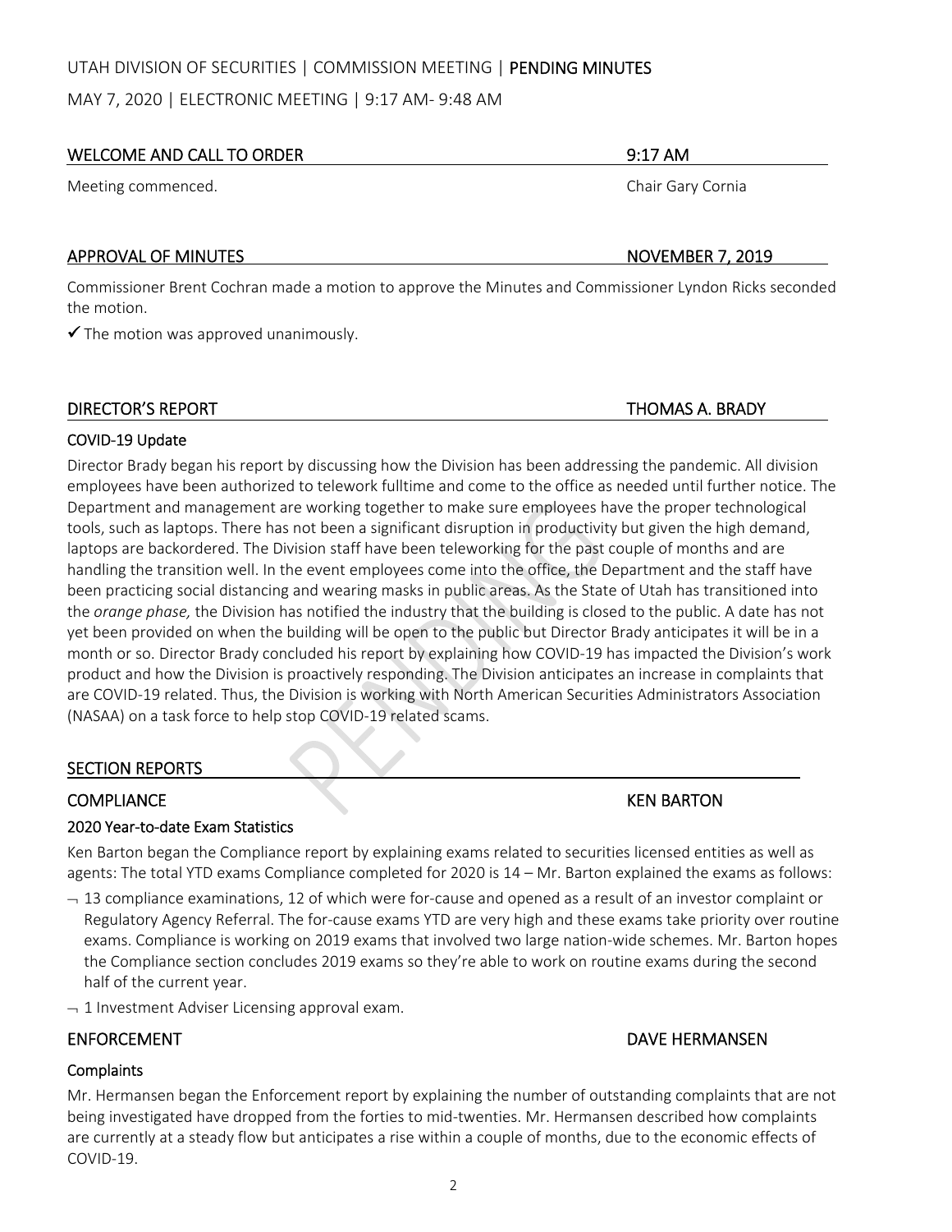UTAH DIVISION OF SECURITIES | COMMISSION MEETING | **PENDING MINUTES**

MAY 7, 2020 | ELECTRONIC MEETING | 9:17 AM- 9:48 AM

## WELCOME AND CALL TO ORDER — 9:17 AM

Meeting commenced. — Chair Gary Cornia

## APPROVAL OF MINUTES — NOVEMBER 7, 2019

Commissioner Brent Cochran made a motion to approve the Minutes and Commissioner Lyndon Ricks seconded the motion.

✓ The motion was approved unanimously.

## DIRECTOR'S REPORT — THOMAS A. BRADY

### COVID-19 Update

Director Brady began his report by discussing how the Division has been addressing the pandemic. All division employees have been authorized to telework fulltime and come to the office as needed until further notice. The Department and management are working together to make sure employees have the proper technological tools, such as laptops. There has not been a significant disruption in productivity but given the high demand, laptops are backordered. The Division staff have been teleworking for the past couple of months and are handling the transition well. In the event employees come into the office, the Department and the staff have been practicing social distancing and wearing masks in public areas. As the State of Utah has transitioned into the *orange phase,* the Division has notified the industry that the building is closed to the public. A date has not yet been provided on when the building will be open to the public but Director Brady anticipates it will be in a month or so. Director Brady concluded his report by explaining how COVID-19 has impacted the Division's work product and how the Division is proactively responding. The Division anticipates an increase in complaints that are COVID-19 related. Thus, the Division is working with North American Securities Administrators Association (NASAA) on a task force to help stop COVID-19 related scams.

## SECTION REPORTS

### COMPLIANCE — KEN BARTON

#### 2020 Year-to-date Exam Statistics

Ken Barton began the Compliance report by explaining exams related to securities licensed entities as well as agents: The total YTD exams Compliance completed for 2020 is 14 – Mr. Barton explained the exams as follows:

- 13 compliance examinations, 12 of which were for-cause and opened as a result of an investor complaint or Regulatory Agency Referral. The for-cause exams YTD are very high and these exams take priority over routine exams. Compliance is working on 2019 exams that involved two large nation-wide schemes. Mr. Barton hopes the Compliance section concludes 2019 exams so they're able to work on routine exams during the second half of the current year.
- 1 Investment Adviser Licensing approval exam.

### ENFORCEMENT — DAVE HERMANSEN

#### Complaints

Mr. Hermansen began the Enforcement report by explaining the number of outstanding complaints that are not being investigated have dropped from the forties to mid-twenties. Mr. Hermansen described how complaints are currently at a steady flow but anticipates a rise within a couple of months, due to the economic effects of COVID-19.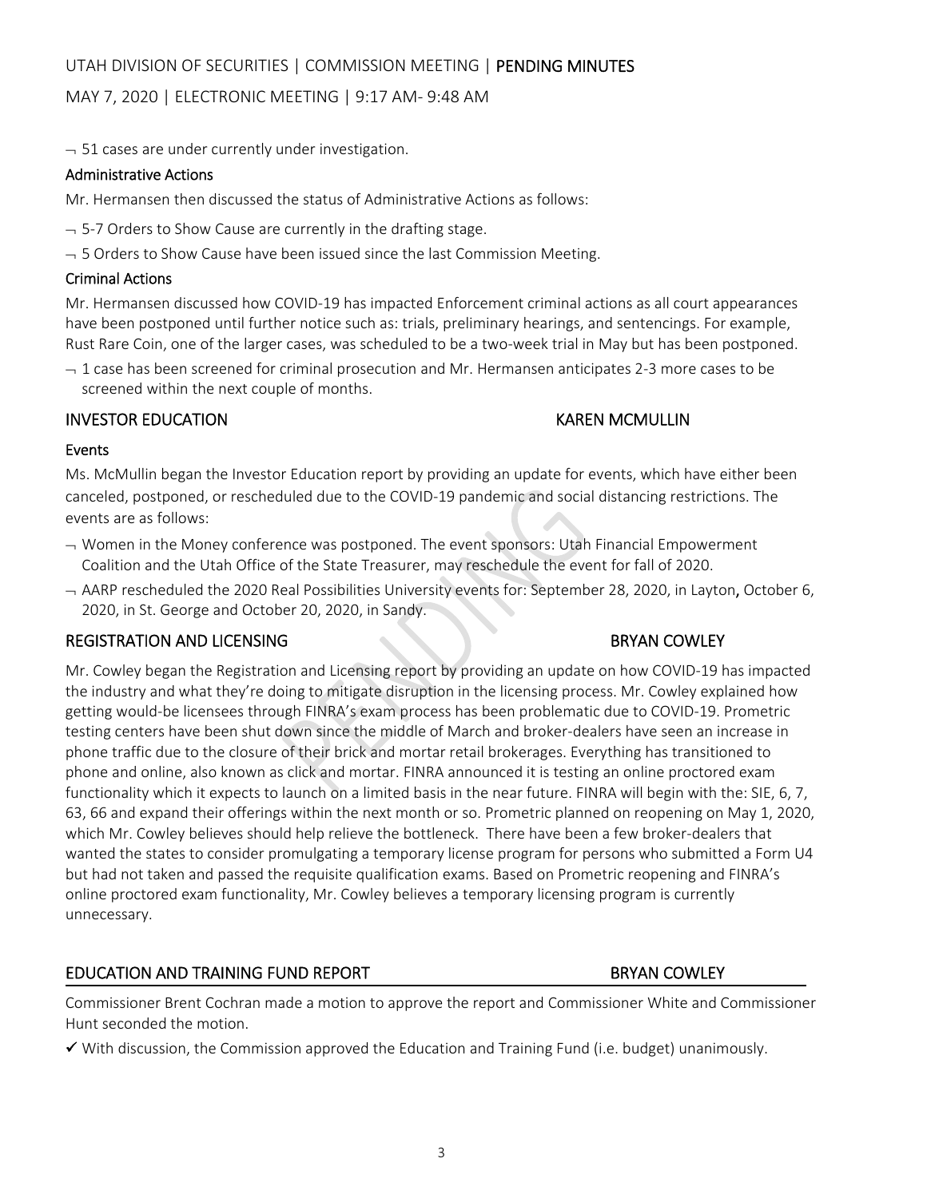- 51 cases are under currently under investigation.

### Administrative Actions

Mr. Hermansen then discussed the status of Administrative Actions as follows:

- 5-7 Orders to Show Cause are currently in the drafting stage.
- 5 Orders to Show Cause have been issued since the last Commission Meeting.

### Criminal Actions

Mr. Hermansen discussed how COVID-19 has impacted Enforcement criminal actions as all court appearances have been postponed until further notice such as: trials, preliminary hearings, and sentencings. For example, Rust Rare Coin, one of the larger cases, was scheduled to be a two-week trial in May but has been postponed.

- 1 case has been screened for criminal prosecution and Mr. Hermansen anticipates 2-3 more cases to be screened within the next couple of months.

## INVESTOR EDUCATION — KAREN MCMULLIN

### Events

Ms. McMullin began the Investor Education report by providing an update for events, which have either been canceled, postponed, or rescheduled due to the COVID-19 pandemic and social distancing restrictions. The events are as follows:

- Women in the Money conference was postponed. The event sponsors: Utah Financial Empowerment Coalition and the Utah Office of the State Treasurer, may reschedule the event for fall of 2020.
- AARP rescheduled the 2020 Real Possibilities University events for: September 28, 2020, in Layton**,** October 6, 2020, in St. George and October 20, 2020, in Sandy.

## REGISTRATION AND LICENSING — BRYAN COWLEY

Mr. Cowley began the Registration and Licensing report by providing an update on how COVID-19 has impacted the industry and what they're doing to mitigate disruption in the licensing process. Mr. Cowley explained how getting would-be licensees through FINRA's exam process has been problematic due to COVID-19. Prometric testing centers have been shut down since the middle of March and broker-dealers have seen an increase in phone traffic due to the closure of their brick and mortar retail brokerages. Everything has transitioned to phone and online, also known as click and mortar. FINRA announced it is testing an online proctored exam functionality which it expects to launch on a limited basis in the near future. FINRA will begin with the: SIE, 6, 7, 63, 66 and expand their offerings within the next month or so. Prometric planned on reopening on May 1, 2020, which Mr. Cowley believes should help relieve the bottleneck. There have been a few broker-dealers that wanted the states to consider promulgating a temporary license program for persons who submitted a Form U4 but had not taken and passed the requisite qualification exams. Based on Prometric reopening and FINRA's online proctored exam functionality, Mr. Cowley believes a temporary licensing program is currently unnecessary.

## EDUCATION AND TRAINING FUND REPORT — BRYAN COWLEY

Commissioner Brent Cochran made a motion to approve the report and Commissioner White and Commissioner Hunt seconded the motion.

✓ With discussion, the Commission approved the Education and Training Fund (i.e. budget) unanimously.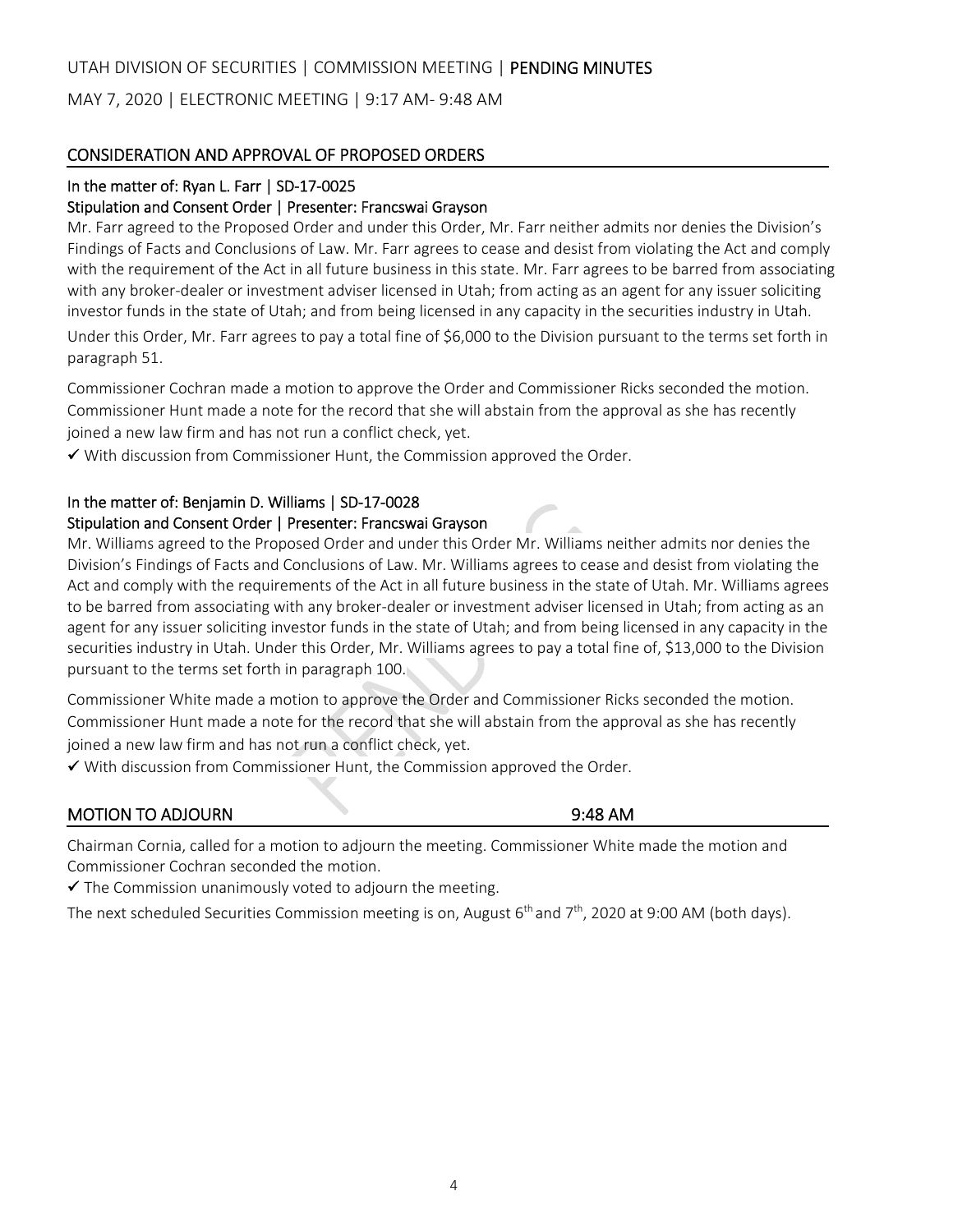UTAH DIVISION OF SECURITIES | COMMISSION MEETING | **PENDING MINUTES**

MAY 7, 2020 | ELECTRONIC MEETING | 9:17 AM- 9:48 AM

## CONSIDERATION AND APPROVAL OF PROPOSED ORDERS

### In the matter of: Ryan L. Farr | SD-17-0025

### Stipulation and Consent Order | Presenter: Francswai Grayson

Mr. Farr agreed to the Proposed Order and under this Order, Mr. Farr neither admits nor denies the Division's Findings of Facts and Conclusions of Law. Mr. Farr agrees to cease and desist from violating the Act and comply with the requirement of the Act in all future business in this state. Mr. Farr agrees to be barred from associating with any broker-dealer or investment adviser licensed in Utah; from acting as an agent for any issuer soliciting investor funds in the state of Utah; and from being licensed in any capacity in the securities industry in Utah. Under this Order, Mr. Farr agrees to pay a total fine of $6,000 to the Division pursuant to the terms set forth in paragraph 51.

Commissioner Cochran made a motion to approve the Order and Commissioner Ricks seconded the motion. Commissioner Hunt made a note for the record that she will abstain from the approval as she has recently joined a new law firm and has not run a conflict check, yet.

✓ With discussion from Commissioner Hunt, the Commission approved the Order.

### In the matter of: Benjamin D. Williams | SD-17-0028

### Stipulation and Consent Order | Presenter: Francswai Grayson

Mr. Williams agreed to the Proposed Order and under this Order Mr. Williams neither admits nor denies the Division's Findings of Facts and Conclusions of Law. Mr. Williams agrees to cease and desist from violating the Act and comply with the requirements of the Act in all future business in the state of Utah. Mr. Williams agrees to be barred from associating with any broker-dealer or investment adviser licensed in Utah; from acting as an agent for any issuer soliciting investor funds in the state of Utah; and from being licensed in any capacity in the securities industry in Utah. Under this Order, Mr. Williams agrees to pay a total fine of, $13,000 to the Division pursuant to the terms set forth in paragraph 100.

Commissioner White made a motion to approve the Order and Commissioner Ricks seconded the motion. Commissioner Hunt made a note for the record that she will abstain from the approval as she has recently joined a new law firm and has not run a conflict check, yet.

✓ With discussion from Commissioner Hunt, the Commission approved the Order.

## MOTION TO ADJOURN 9:48 AM

Chairman Cornia, called for a motion to adjourn the meeting. Commissioner White made the motion and Commissioner Cochran seconded the motion.

✓ The Commission unanimously voted to adjourn the meeting.

The next scheduled Securities Commission meeting is on, August 6th and 7th, 2020 at 9:00 AM (both days).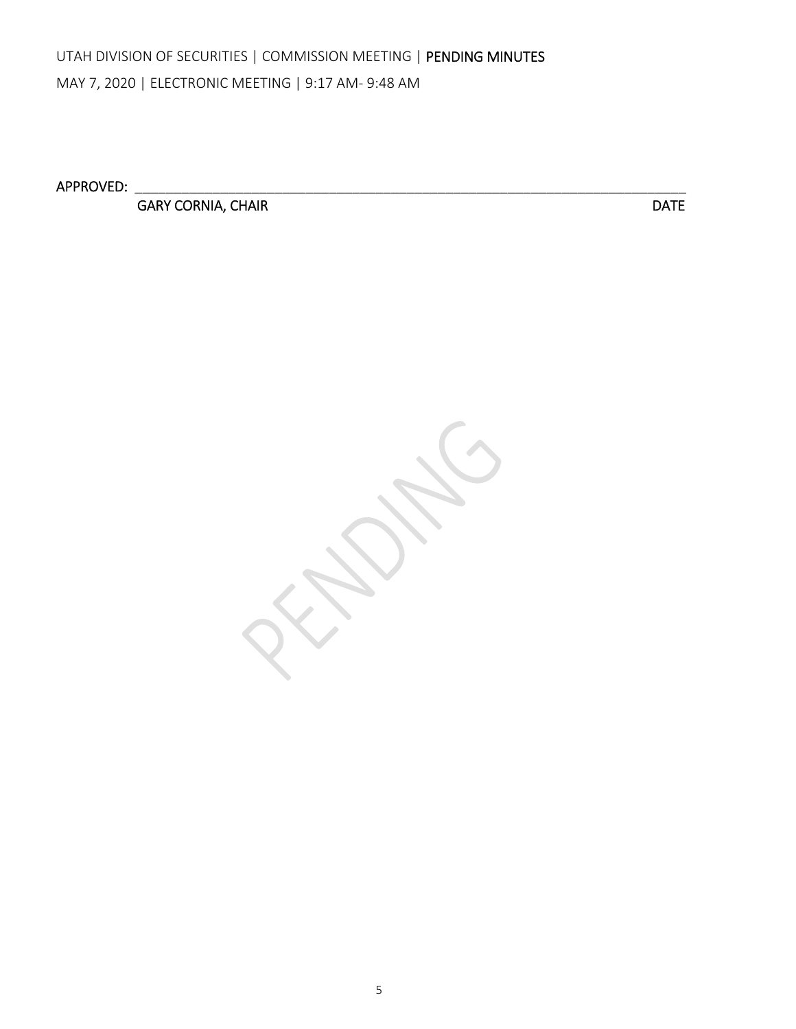APPROVED: ___________________________________________________________________________

GARY CORNIA, CHAIR DATE

PENDING